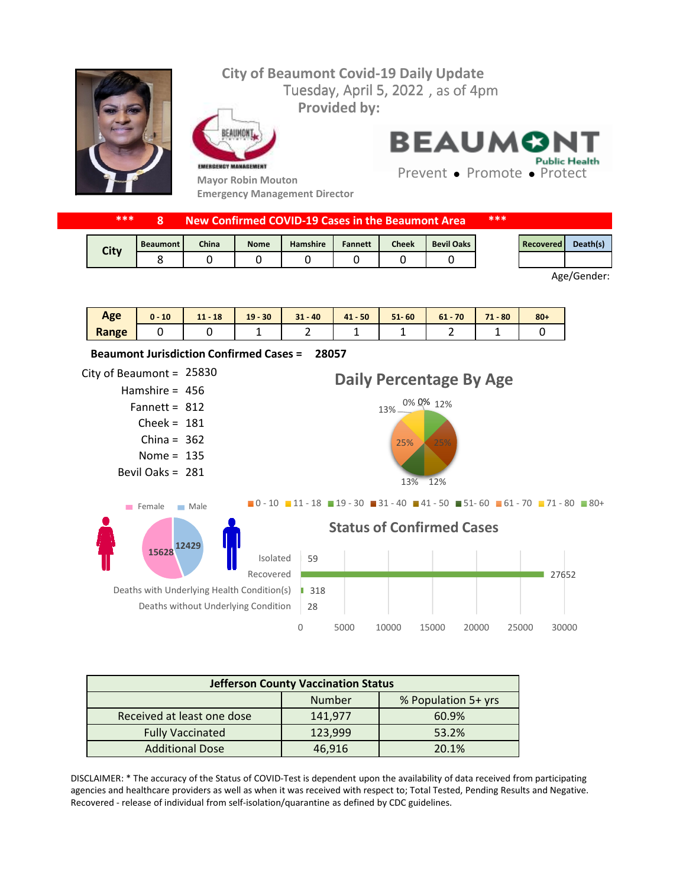# City of Beaumont Covid-19 Daily Update

Tuesday, April 5, 2022 , as of 4pm

**Provided by:**

BEAUMONT Public Health

Prevent • Promote • Protect

Mayor Robin Mouton

Emergency Management Director

**\*\*\* 8 New Confirmed COVID-19 Cases in the Beaumont Area \*\*\***

| City | Beaumont | China | Nome | Hamshire | Fannett | Cheek | Bevil Oaks |
|---|---|---|---|---|---|---|---|
| | 8 | 0 | 0 | 0 | 0 | 0 | 0 |

| Recovered | Death(s) |
|---|---|
| | |

Age/Gender:

| Age Range | 0 - 10 | 11 - 18 | 19 - 30 | 31 - 40 | 41 - 50 | 51- 60 | 61 - 70 | 71 - 80 | 80+ |
|---|---|---|---|---|---|---|---|---|---|
| | 0 | 0 | 1 | 2 | 1 | 1 | 2 | 1 | 0 |

**Beaumont Jurisdiction Confirmed Cases = 28057**

City of Beaumont = 25830
Hamshire = 456
Fannett = 812
Cheek = 181
China = 362
Nome = 135
Bevil Oaks = 281

## Daily Percentage By Age

0% 0% 12% 25% 12% 13% 25% 13%

0 - 10, 11 - 18, 19 - 30, 31 - 40, 41 - 50, 51- 60, 61 - 70, 71 - 80, 80+

Female 15628 Male 12429

## Status of Confirmed Cases

| Status | Number |
|---|---|
| Isolated | 59 |
| Recovered | 27652 |
| Deaths with Underlying Health Condition(s) | 318 |
| Deaths without Underlying Condition | 28 |

| Jefferson County Vaccination Status | | |
|---|---|---|
| | Number | % Population 5+ yrs |
| Received at least one dose | 141,977 | 60.9% |
| Fully Vaccinated | 123,999 | 53.2% |
| Additional Dose | 46,916 | 20.1% |

DISCLAIMER: * The accuracy of the Status of COVID-Test is dependent upon the availability of data received from participating agencies and healthcare providers as well as when it was received with respect to; Total Tested, Pending Results and Negative. Recovered - release of individual from self-isolation/quarantine as defined by CDC guidelines.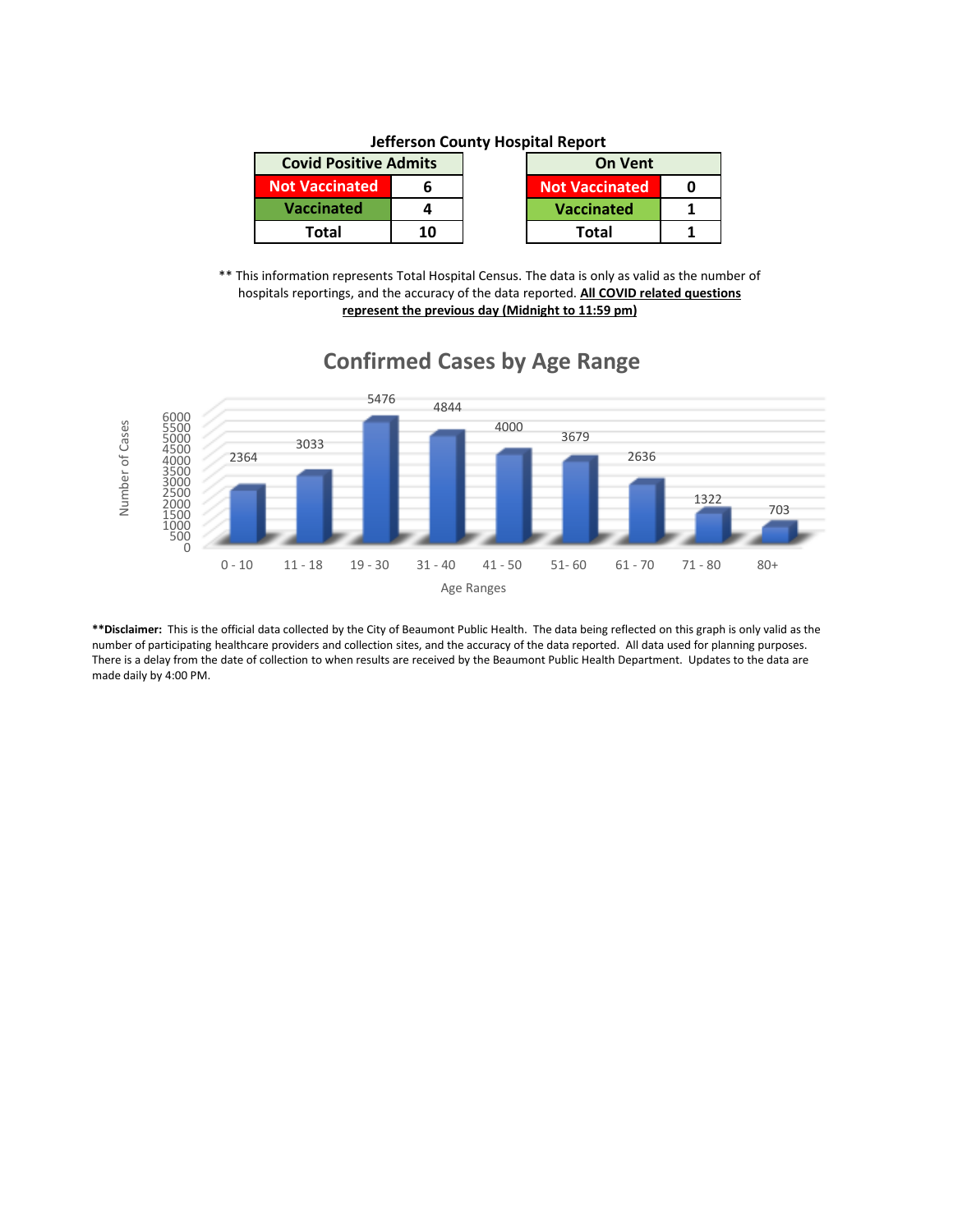### Jefferson County Hospital Report

| Covid Positive Admits | |
|---|---|
| Not Vaccinated | 6 |
| Vaccinated | 4 |
| Total | 10 |

| On Vent | |
|---|---|
| Not Vaccinated | 0 |
| Vaccinated | 1 |
| Total | 1 |

** This information represents Total Hospital Census. The data is only as valid as the number of hospitals reportings, and the accuracy of the data reported. **All COVID related questions represent the previous day (Midnight to 11:59 pm)**

## Confirmed Cases by Age Range

Number of Cases

6000
5500
5000
4500
4000
3500
3000
2500
2000
1500
1000
500
0

2364
3033
5476
4844
4000
3679
2636
1322
703

0 - 10
11 - 18
19 - 30
31 - 40
41 - 50
51- 60
61 - 70
71 - 80
80+

Age Ranges

****Disclaimer:** This is the official data collected by the City of Beaumont Public Health. The data being reflected on this graph is only valid as the number of participating healthcare providers and collection sites, and the accuracy of the data reported. All data used for planning purposes. There is a delay from the date of collection to when results are received by the Beaumont Public Health Department. Updates to the data are made daily by 4:00 PM.